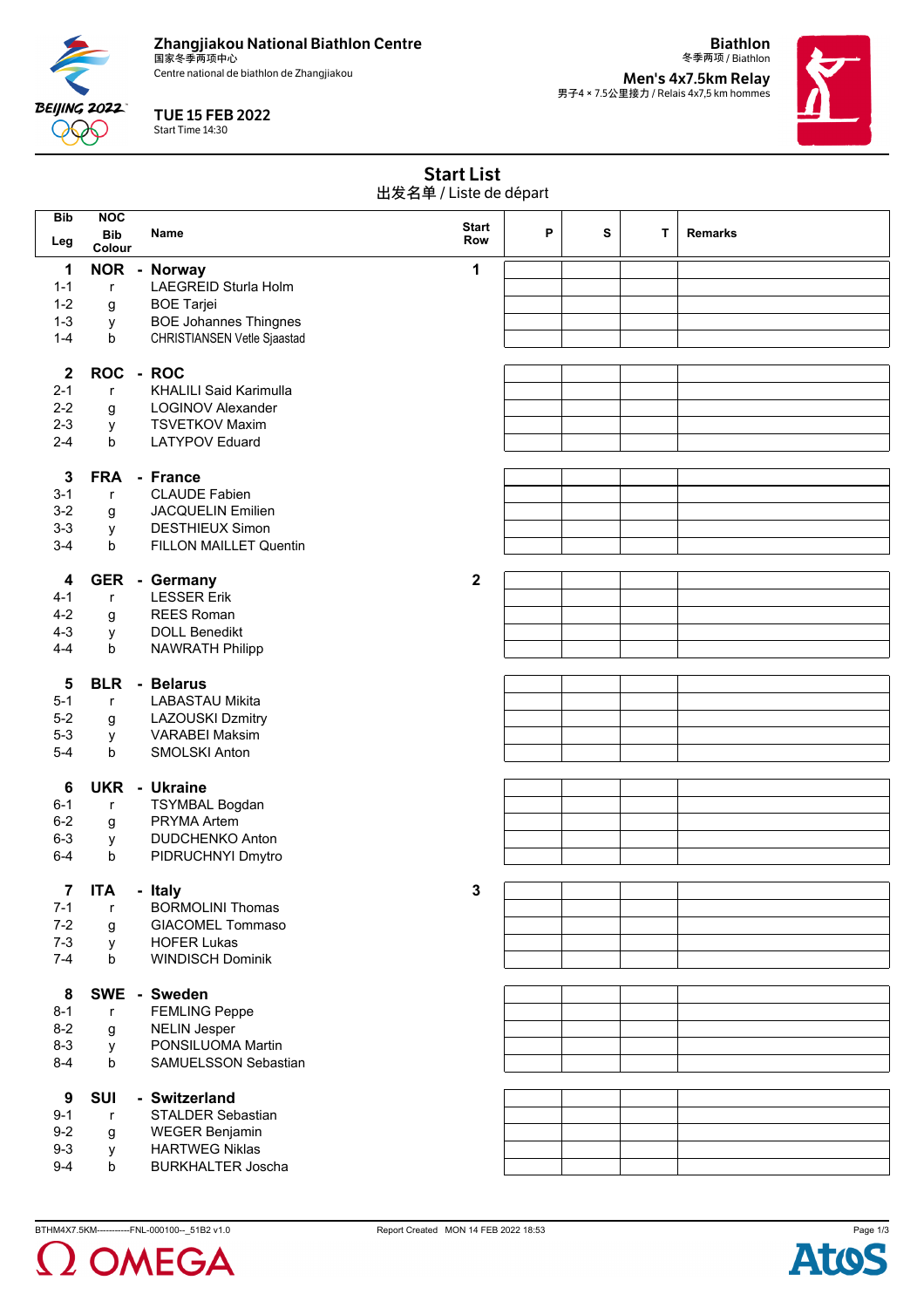**Zhangjiakou National Biathlon Centre**
国家冬季两项中心
Centre national de biathlon de Zhangjiakou

**TUE 15 FEB 2022**
Start Time 14:30

**Biathlon**
冬季两项 / Biathlon

**Men's 4x7.5km Relay**
男子4 × 7.5公里接力 / Relais 4x7,5 km hommes

## Start List
出发名单 / Liste de départ

| Bib / Leg | NOC / Bib Colour | Name | Start Row | P | S | T | Remarks |
|---|---|---|---|---|---|---|---|
| **1** | **NOR** | **- Norway** | **1** | | | | |
| 1-1 | r | LAEGREID Sturla Holm | | | | | |
| 1-2 | g | BOE Tarjei | | | | | |
| 1-3 | y | BOE Johannes Thingnes | | | | | |
| 1-4 | b | CHRISTIANSEN Vetle Sjaastad | | | | | |
| **2** | **ROC** | **- ROC** | | | | | |
| 2-1 | r | KHALILI Said Karimulla | | | | | |
| 2-2 | g | LOGINOV Alexander | | | | | |
| 2-3 | y | TSVETKOV Maxim | | | | | |
| 2-4 | b | LATYPOV Eduard | | | | | |
| **3** | **FRA** | **- France** | | | | | |
| 3-1 | r | CLAUDE Fabien | | | | | |
| 3-2 | g | JACQUELIN Emilien | | | | | |
| 3-3 | y | DESTHIEUX Simon | | | | | |
| 3-4 | b | FILLON MAILLET Quentin | | | | | |
| **4** | **GER** | **- Germany** | **2** | | | | |
| 4-1 | r | LESSER Erik | | | | | |
| 4-2 | g | REES Roman | | | | | |
| 4-3 | y | DOLL Benedikt | | | | | |
| 4-4 | b | NAWRATH Philipp | | | | | |
| **5** | **BLR** | **- Belarus** | | | | | |
| 5-1 | r | LABASTAU Mikita | | | | | |
| 5-2 | g | LAZOUSKI Dzmitry | | | | | |
| 5-3 | y | VARABEI Maksim | | | | | |
| 5-4 | b | SMOLSKI Anton | | | | | |
| **6** | **UKR** | **- Ukraine** | | | | | |
| 6-1 | r | TSYMBAL Bogdan | | | | | |
| 6-2 | g | PRYMA Artem | | | | | |
| 6-3 | y | DUDCHENKO Anton | | | | | |
| 6-4 | b | PIDRUCHNYI Dmytro | | | | | |
| **7** | **ITA** | **- Italy** | **3** | | | | |
| 7-1 | r | BORMOLINI Thomas | | | | | |
| 7-2 | g | GIACOMEL Tommaso | | | | | |
| 7-3 | y | HOFER Lukas | | | | | |
| 7-4 | b | WINDISCH Dominik | | | | | |
| **8** | **SWE** | **- Sweden** | | | | | |
| 8-1 | r | FEMLING Peppe | | | | | |
| 8-2 | g | NELIN Jesper | | | | | |
| 8-3 | y | PONSILUOMA Martin | | | | | |
| 8-4 | b | SAMUELSSON Sebastian | | | | | |
| **9** | **SUI** | **- Switzerland** | | | | | |
| 9-1 | r | STALDER Sebastian | | | | | |
| 9-2 | g | WEGER Benjamin | | | | | |
| 9-3 | y | HARTWEG Niklas | | | | | |
| 9-4 | b | BURKHALTER Joscha | | | | | |

BTHM4X7.5KM-----------FNL-000100--_51B2 v1.0 Report Created MON 14 FEB 2022 18:53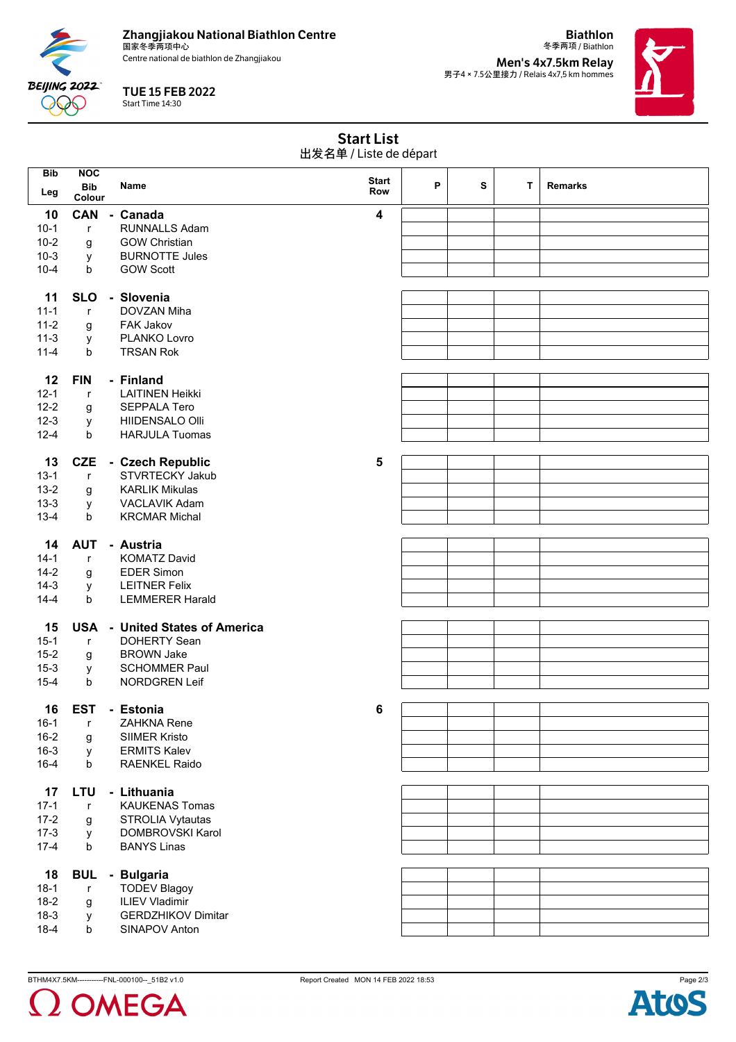Zhangjiakou National Biathlon Centre
国家冬季两项中心
Centre national de biathlon de Zhangjiakou

**TUE 15 FEB 2022**
Start Time 14:30

**Biathlon**
冬季两项 / Biathlon

**Men's 4x7.5km Relay**
男子4 × 7.5公里接力 / Relais 4x7,5 km hommes

## Start List
出发名单 / Liste de départ

| Bib / Leg | NOC / Bib Colour | Name | Start Row | P | S | T | Remarks |
|---|---|---|---|---|---|---|---|
| **10** | **CAN** | **- Canada** | **4** | | | | |
| 10-1 | r | RUNNALLS Adam | | | | | |
| 10-2 | g | GOW Christian | | | | | |
| 10-3 | y | BURNOTTE Jules | | | | | |
| 10-4 | b | GOW Scott | | | | | |
| **11** | **SLO** | **- Slovenia** | | | | | |
| 11-1 | r | DOVZAN Miha | | | | | |
| 11-2 | g | FAK Jakov | | | | | |
| 11-3 | y | PLANKO Lovro | | | | | |
| 11-4 | b | TRSAN Rok | | | | | |
| **12** | **FIN** | **- Finland** | | | | | |
| 12-1 | r | LAITINEN Heikki | | | | | |
| 12-2 | g | SEPPALA Tero | | | | | |
| 12-3 | y | HIIDENSALO Olli | | | | | |
| 12-4 | b | HARJULA Tuomas | | | | | |
| **13** | **CZE** | **- Czech Republic** | **5** | | | | |
| 13-1 | r | STVRTECKY Jakub | | | | | |
| 13-2 | g | KARLIK Mikulas | | | | | |
| 13-3 | y | VACLAVIK Adam | | | | | |
| 13-4 | b | KRCMAR Michal | | | | | |
| **14** | **AUT** | **- Austria** | | | | | |
| 14-1 | r | KOMATZ David | | | | | |
| 14-2 | g | EDER Simon | | | | | |
| 14-3 | y | LEITNER Felix | | | | | |
| 14-4 | b | LEMMERER Harald | | | | | |
| **15** | **USA** | **- United States of America** | | | | | |
| 15-1 | r | DOHERTY Sean | | | | | |
| 15-2 | g | BROWN Jake | | | | | |
| 15-3 | y | SCHOMMER Paul | | | | | |
| 15-4 | b | NORDGREN Leif | | | | | |
| **16** | **EST** | **- Estonia** | **6** | | | | |
| 16-1 | r | ZAHKNA Rene | | | | | |
| 16-2 | g | SIIMER Kristo | | | | | |
| 16-3 | y | ERMITS Kalev | | | | | |
| 16-4 | b | RAENKEL Raido | | | | | |
| **17** | **LTU** | **- Lithuania** | | | | | |
| 17-1 | r | KAUKENAS Tomas | | | | | |
| 17-2 | g | STROLIA Vytautas | | | | | |
| 17-3 | y | DOMBROVSKI Karol | | | | | |
| 17-4 | b | BANYS Linas | | | | | |
| **18** | **BUL** | **- Bulgaria** | | | | | |
| 18-1 | r | TODEV Blagoy | | | | | |
| 18-2 | g | ILIEV Vladimir | | | | | |
| 18-3 | y | GERDZHIKOV Dimitar | | | | | |
| 18-4 | b | SINAPOV Anton | | | | | |

BTHM4X7.5KM-----------FNL-000100--_51B2 v1.0    Report Created MON 14 FEB 2022 18:53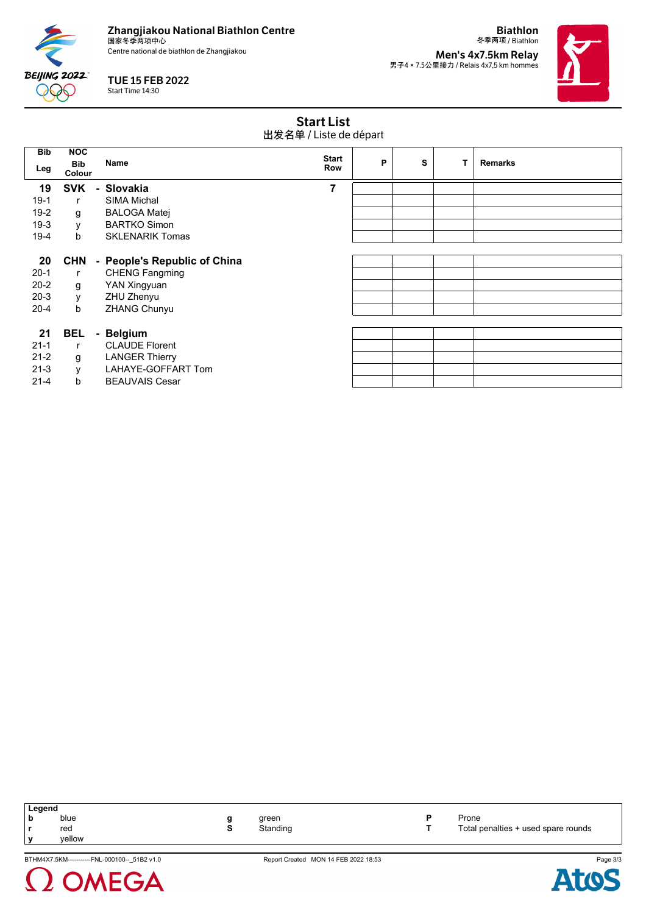Zhangjiakou National Biathlon Centre
国家冬季两项中心
Centre national de biathlon de Zhangjiakou

**TUE 15 FEB 2022**
Start Time 14:30

**Biathlon**
冬季两项 / Biathlon

**Men's 4x7.5km Relay**
男子4 × 7.5公里接力 / Relais 4x7,5 km hommes

## Start List
出发名单 / Liste de départ

| Bib / Leg | NOC / Bib Colour | Name | Start Row | P | S | T | Remarks |
|---|---|---|---|---|---|---|---|
| **19** | **SVK** | **- Slovakia** | **7** | | | | |
| 19-1 | r | SIMA Michal | | | | | |
| 19-2 | g | BALOGA Matej | | | | | |
| 19-3 | y | BARTKO Simon | | | | | |
| 19-4 | b | SKLENARIK Tomas | | | | | |
| **20** | **CHN** | **- People's Republic of China** | | | | | |
| 20-1 | r | CHENG Fangming | | | | | |
| 20-2 | g | YAN Xingyuan | | | | | |
| 20-3 | y | ZHU Zhenyu | | | | | |
| 20-4 | b | ZHANG Chunyu | | | | | |
| **21** | **BEL** | **- Belgium** | | | | | |
| 21-1 | r | CLAUDE Florent | | | | | |
| 21-2 | g | LANGER Thierry | | | | | |
| 21-3 | y | LAHAYE-GOFFART Tom | | | | | |
| 21-4 | b | BEAUVAIS Cesar | | | | | |

**Legend**

| | | | | | |
|---|---|---|---|---|---|
| **b** | blue | **g** | green | **P** | Prone |
| **r** | red | **S** | Standing | **T** | Total penalties + used spare rounds |
| **y** | yellow | | | | |

BTHM4X7.5KM-----------FNL-000100--_51B2 v1.0 Report Created MON 14 FEB 2022 18:53